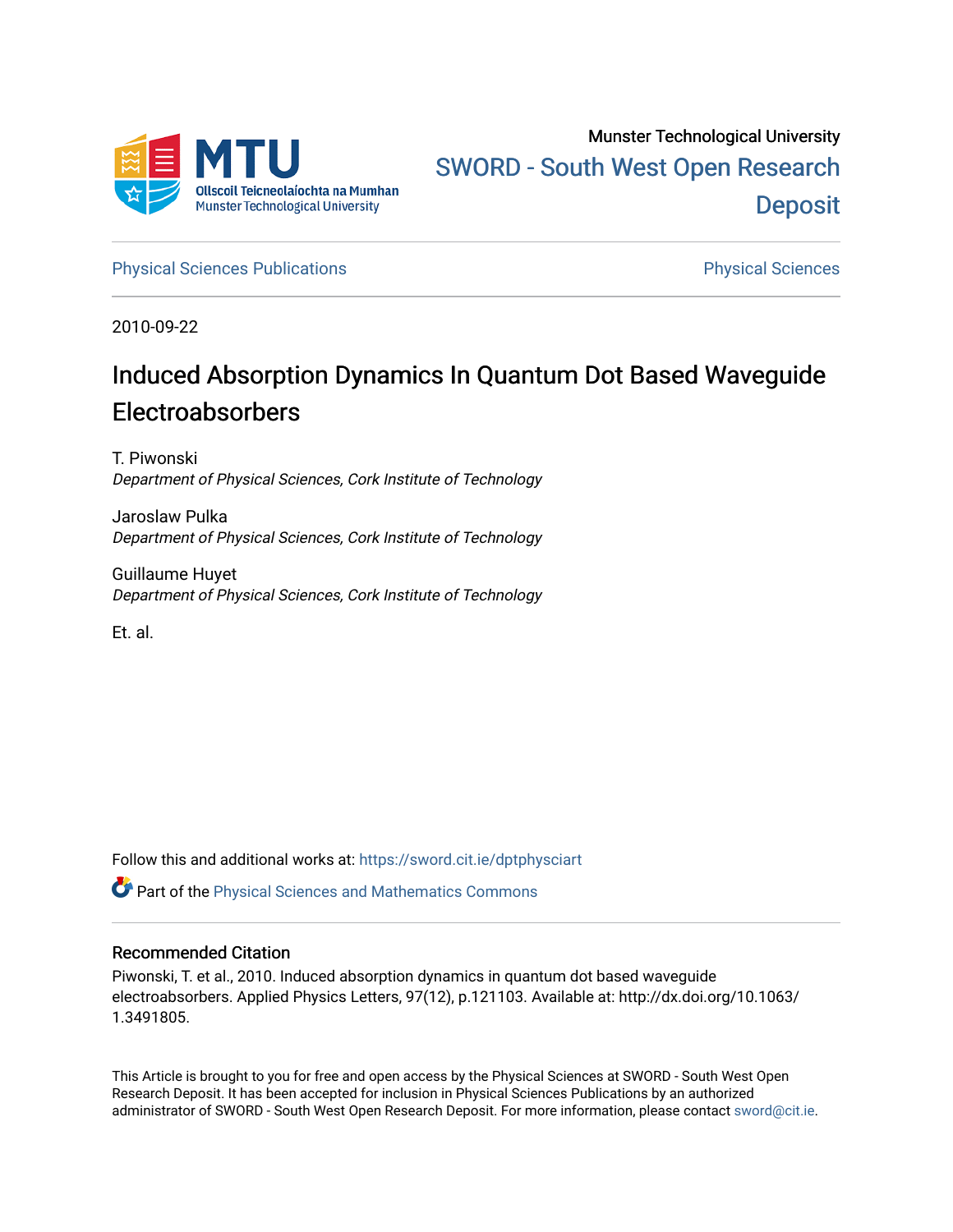Munster Technological University

SWORD - South West Open Research Deposit

Physical Sciences Publications

Physical Sciences

2010-09-22

# Induced Absorption Dynamics In Quantum Dot Based Waveguide Electroabsorbers

T. Piwonski
*Department of Physical Sciences, Cork Institute of Technology*

Jaroslaw Pulka
*Department of Physical Sciences, Cork Institute of Technology*

Guillaume Huyet
*Department of Physical Sciences, Cork Institute of Technology*

Et. al.

Follow this and additional works at: https://sword.cit.ie/dptphysciart

Part of the Physical Sciences and Mathematics Commons

## Recommended Citation

Piwonski, T. et al., 2010. Induced absorption dynamics in quantum dot based waveguide electroabsorbers. Applied Physics Letters, 97(12), p.121103. Available at: http://dx.doi.org/10.1063/1.3491805.

This Article is brought to you for free and open access by the Physical Sciences at SWORD - South West Open Research Deposit. It has been accepted for inclusion in Physical Sciences Publications by an authorized administrator of SWORD - South West Open Research Deposit. For more information, please contact sword@cit.ie.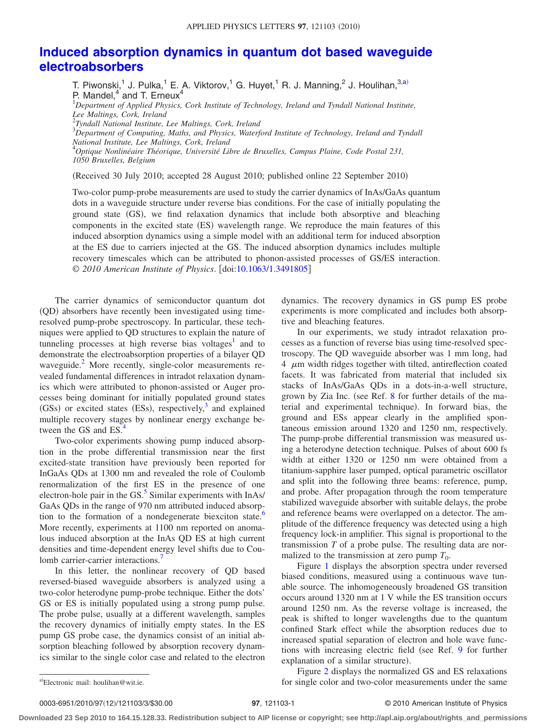# Induced absorption dynamics in quantum dot based waveguide electroabsorbers

T. Piwonski,[1] J. Pulka,[1] E. A. Viktorov,[1] G. Huyet,[1] R. J. Manning,[2] J. Houlihan,[3,a)] P. Mandel,[4] and T. Erneux[4]

[1]Department of Applied Physics, Cork Institute of Technology, Ireland and Tyndall National Institute, Lee Maltings, Cork, Ireland
[2]Tyndall National Institute, Lee Maltings, Cork, Ireland
[3]Department of Computing, Maths, and Physics, Waterford Institute of Technology, Ireland and Tyndall National Institute, Lee Maltings, Cork, Ireland
[4]Optique Nonlinéaire Théorique, Université Libre de Bruxelles, Campus Plaine, Code Postal 231, 1050 Bruxelles, Belgium

(Received 30 July 2010; accepted 28 August 2010; published online 22 September 2010)

Two-color pump-probe measurements are used to study the carrier dynamics of InAs/GaAs quantum dots in a waveguide structure under reverse bias conditions. For the case of initially populating the ground state (GS), we find relaxation dynamics that include both absorptive and bleaching components in the excited state (ES) wavelength range. We reproduce the main features of this induced absorption dynamics using a simple model with an additional term for induced absorption at the ES due to carriers injected at the GS. The induced absorption dynamics includes multiple recovery timescales which can be attributed to phonon-assisted processes of GS/ES interaction. © *2010 American Institute of Physics*. [doi:10.1063/1.3491805]

The carrier dynamics of semiconductor quantum dot (QD) absorbers have recently been investigated using time-resolved pump-probe spectroscopy. In particular, these techniques were applied to QD structures to explain the nature of tunneling processes at high reverse bias voltages[1] and to demonstrate the electroabsorption properties of a bilayer QD waveguide.[2] More recently, single-color measurements revealed fundamental differences in intradot relaxation dynamics which were attributed to phonon-assisted or Auger processes being dominant for initially populated ground states (GSs) or excited states (ESs), respectively,[3] and explained multiple recovery stages by nonlinear energy exchange between the GS and ES.[4]

Two-color experiments showing pump induced absorption in the probe differential transmission near the first excited-state transition have previously been reported for InGaAs QDs at 1300 nm and revealed the role of Coulomb renormalization of the first ES in the presence of one electron-hole pair in the GS.[5] Similar experiments with InAs/GaAs QDs in the range of 970 nm attributed induced absorption to the formation of a nondegenerate biexciton state.[6] More recently, experiments at 1100 nm reported on anomalous induced absorption at the InAs QD ES at high current densities and time-dependent energy level shifts due to Coulomb carrier-carrier interactions.[7]

In this letter, the nonlinear recovery of QD based reversed-biased waveguide absorbers is analyzed using a two-color heterodyne pump-probe technique. Either the dots' GS or ES is initially populated using a strong pump pulse. The probe pulse, usually at a different wavelength, samples the recovery dynamics of initially empty states. In the ES pump GS probe case, the dynamics consist of an initial absorption bleaching followed by absorption recovery dynamics similar to the single color case and related to the electron dynamics. The recovery dynamics in GS pump ES probe experiments is more complicated and includes both absorptive and bleaching features.

In our experiments, we study intradot relaxation processes as a function of reverse bias using time-resolved spectroscopy. The QD waveguide absorber was 1 mm long, had 4 $\mu$m width ridges together with tilted, antireflection coated facets. It was fabricated from material that included six stacks of InAs/GaAs QDs in a dots-in-a-well structure, grown by Zia Inc. (see Ref. 8 for further details of the material and experimental technique). In forward bias, the ground and ESs appear clearly in the amplified spontaneous emission around 1320 and 1250 nm, respectively. The pump-probe differential transmission was measured using a heterodyne detection technique. Pulses of about 600 fs width at either 1320 or 1250 nm were obtained from a titanium-sapphire laser pumped, optical parametric oscillator and split into the following three beams: reference, pump, and probe. After propagation through the room temperature stabilized waveguide absorber with suitable delays, the probe and reference beams were overlapped on a detector. The amplitude of the difference frequency was detected using a high frequency lock-in amplifier. This signal is proportional to the transmission $T$ of a probe pulse. The resulting data are normalized to the transmission at zero pump $T_0$.

Figure 1 displays the absorption spectra under reversed biased conditions, measured using a continuous wave tunable source. The inhomogeneously broadened GS transition occurs around 1320 nm at 1 V while the ES transition occurs around 1250 nm. As the reverse voltage is increased, the peak is shifted to longer wavelengths due to the quantum confined Stark effect while the absorption reduces due to increased spatial separation of electron and hole wave functions with increasing electric field (see Ref. 9 for further explanation of a similar structure).

Figure 2 displays the normalized GS and ES relaxations for single color and two-color measurements under the same

a)Electronic mail: houlihan@wit.ie.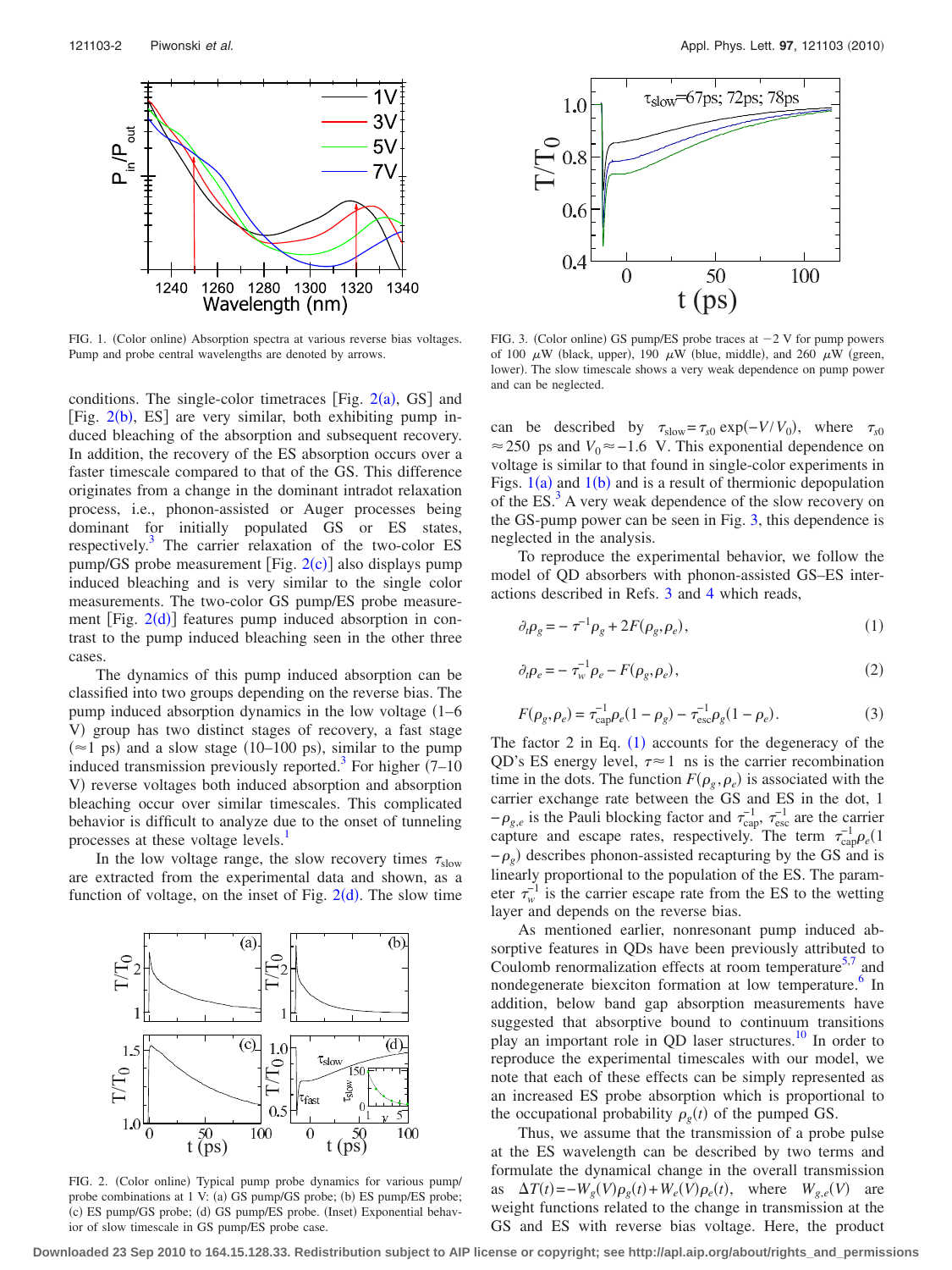FIG. 1. (Color online) Absorption spectra at various reverse bias voltages. Pump and probe central wavelengths are denoted by arrows.

conditions. The single-color timetraces [Fig. 2(a), GS] and [Fig. 2(b), ES] are very similar, both exhibiting pump induced bleaching of the absorption and subsequent recovery. In addition, the recovery of the ES absorption occurs over a faster timescale compared to that of the GS. This difference originates from a change in the dominant intradot relaxation process, i.e., phonon-assisted or Auger processes being dominant for initially populated GS or ES states, respectively.[3] The carrier relaxation of the two-color ES pump/GS probe measurement [Fig. 2(c)] also displays pump induced bleaching and is very similar to the single color measurements. The two-color GS pump/ES probe measurement [Fig. 2(d)] features pump induced absorption in contrast to the pump induced bleaching seen in the other three cases.

The dynamics of this pump induced absorption can be classified into two groups depending on the reverse bias. The pump induced absorption dynamics in the low voltage (1–6 V) group has two distinct stages of recovery, a fast stage ($\approx$1 ps) and a slow stage (10–100 ps), similar to the pump induced transmission previously reported.[3] For higher (7–10 V) reverse voltages both induced absorption and absorption bleaching occur over similar timescales. This complicated behavior is difficult to analyze due to the onset of tunneling processes at these voltage levels.[1]

In the low voltage range, the slow recovery times $\tau_{slow}$ are extracted from the experimental data and shown, as a function of voltage, on the inset of Fig. 2(d). The slow time

FIG. 2. (Color online) Typical pump probe dynamics for various pump/probe combinations at 1 V: (a) GS pump/GS probe; (b) ES pump/ES probe; (c) ES pump/GS probe; (d) GS pump/ES probe. (Inset) Exponential behavior of slow timescale in GS pump/ES probe case.

FIG. 3. (Color online) GS pump/ES probe traces at −2 V for pump powers of 100 $\mu$W (black, upper), 190 $\mu$W (blue, middle), and 260 $\mu$W (green, lower). The slow timescale shows a very weak dependence on pump power and can be neglected.

can be described by $\tau_{slow}=\tau_{s0}\exp(-V/V_0)$, where $\tau_{s0}\approx 250$ ps and $V_0\approx -1.6$ V. This exponential dependence on voltage is similar to that found in single-color experiments in Figs. 1(a) and 1(b) and is a result of thermionic depopulation of the ES.[3] A very weak dependence of the slow recovery on the GS-pump power can be seen in Fig. 3, this dependence is neglected in the analysis.

To reproduce the experimental behavior, we follow the model of QD absorbers with phonon-assisted GS–ES interactions described in Refs. 3 and 4 which reads,

$$\partial_t \rho_g = -\tau^{-1}\rho_g + 2F(\rho_g,\rho_e), \tag{1}$$

$$\partial_t \rho_e = -\tau_w^{-1}\rho_e - F(\rho_g,\rho_e), \tag{2}$$

$$F(\rho_g,\rho_e) = \tau_{cap}^{-1}\rho_e(1-\rho_g) - \tau_{esc}^{-1}\rho_g(1-\rho_e). \tag{3}$$

The factor 2 in Eq. (1) accounts for the degeneracy of the QD's ES energy level, $\tau\approx 1$ ns is the carrier recombination time in the dots. The function $F(\rho_g,\rho_e)$ is associated with the carrier exchange rate between the GS and ES in the dot, $1-\rho_{g,e}$ is the Pauli blocking factor and $\tau_{cap}^{-1}$, $\tau_{esc}^{-1}$ are the carrier capture and escape rates, respectively. The term $\tau_{cap}^{-1}\rho_e(1-\rho_g)$ describes phonon-assisted recapturing by the GS and is linearly proportional to the population of the ES. The parameter $\tau_w^{-1}$ is the carrier escape rate from the ES to the wetting layer and depends on the reverse bias.

As mentioned earlier, nonresonant pump induced absorptive features in QDs have been previously attributed to Coulomb renormalization effects at room temperature[5,7] and nondegenerate biexciton formation at low temperature.[6] In addition, below band gap absorption measurements have suggested that absorptive bound to continuum transitions play an important role in QD laser structures.[10] In order to reproduce the experimental timescales with our model, we note that each of these effects can be simply represented as an increased ES probe absorption which is proportional to the occupational probability $\rho_g(t)$ of the pumped GS.

Thus, we assume that the transmission of a probe pulse at the ES wavelength can be described by two terms and formulate the dynamical change in the overall transmission as $\Delta T(t) = -W_g(V)\rho_g(t) + W_e(V)\rho_e(t)$, where $W_{g,e}(V)$ are weight functions related to the change in transmission at the GS and ES with reverse bias voltage. Here, the product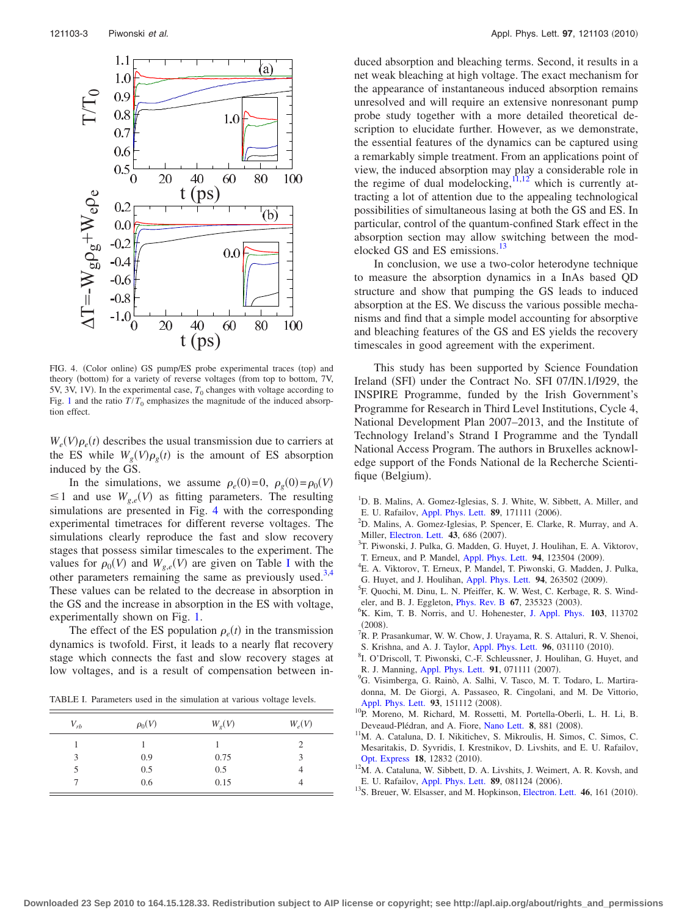T/T$_0$

1.1
1.0
0.9
0.8
0.7
0.6
0.5

0 20 40 60 80 100

t (ps)

(a)

1.0

$\Delta T=-W_g\rho_g+W_e\rho_e$

0.2
0.0
-0.2
-0.4
-0.6
-0.8
-1.0

0 20 40 60 80 100

t (ps)

(b)

0.0

FIG. 4. (Color online) GS pump/ES probe experimental traces (top) and theory (bottom) for a variety of reverse voltages (from top to bottom, 7V, 5V, 3V, 1V). In the experimental case, $T_0$ changes with voltage according to Fig. 1 and the ratio $T/T_0$ emphasizes the magnitude of the induced absorption effect.

$W_e(V)\rho_e(t)$ describes the usual transmission due to carriers at the ES while $W_g(V)\rho_g(t)$ is the amount of ES absorption induced by the GS.

In the simulations, we assume $\rho_e(0)=0$, $\rho_g(0)=\rho_0(V) \leq 1$ and use $W_{g,e}(V)$ as fitting parameters. The resulting simulations are presented in Fig. 4 with the corresponding experimental timetraces for different reverse voltages. The simulations clearly reproduce the fast and slow recovery stages that possess similar timescales to the experiment. The values for $\rho_0(V)$ and $W_{g,e}(V)$ are given on Table I with the other parameters remaining the same as previously used.[3,4] These values can be related to the decrease in absorption in the GS and the increase in absorption in the ES with voltage, experimentally shown on Fig. 1.

The effect of the ES population $\rho_e(t)$ in the transmission dynamics is twofold. First, it leads to a nearly flat recovery stage which connects the fast and slow recovery stages at low voltages, and is a result of compensation between induced absorption and bleaching terms. Second, it results in a net weak bleaching at high voltage. The exact mechanism for the appearance of instantaneous induced absorption remains unresolved and will require an extensive nonresonant pump probe study together with a more detailed theoretical description to elucidate further. However, as we demonstrate, the essential features of the dynamics can be captured using a remarkably simple treatment. From an applications point of view, the induced absorption may play a considerable role in the regime of dual modelocking,[11,12] which is currently attracting a lot of attention due to the appealing technological possibilities of simultaneous lasing at both the GS and ES. In particular, control of the quantum-confined Stark effect in the absorption section may allow switching between the modelocked GS and ES emissions.[13]

In conclusion, we use a two-color heterodyne technique to measure the absorption dynamics in a InAs based QD structure and show that pumping the GS leads to induced absorption at the ES. We discuss the various possible mechanisms and find that a simple model accounting for absorptive and bleaching features of the GS and ES yields the recovery timescales in good agreement with the experiment.

TABLE I. Parameters used in the simulation at various voltage levels.

| $V_{rb}$ | $\rho_0(V)$ | $W_g(V)$ | $W_e(V)$ |
|---|---|---|---|
| 1 | 1 | 1 | 2 |
| 3 | 0.9 | 0.75 | 3 |
| 5 | 0.5 | 0.5 | 4 |
| 7 | 0.6 | 0.15 | 4 |

This study has been supported by Science Foundation Ireland (SFI) under the Contract No. SFI 07/IN.1/I929, the INSPIRE Programme, funded by the Irish Government's Programme for Research in Third Level Institutions, Cycle 4, National Development Plan 2007–2013, and the Institute of Technology Ireland's Strand I Programme and the Tyndall National Access Program. The authors in Bruxelles acknowledge support of the Fonds National de la Recherche Scientifique (Belgium).

[1] D. B. Malins, A. Gomez-Iglesias, S. J. White, W. Sibbett, A. Miller, and E. U. Rafailov, Appl. Phys. Lett. **89**, 171111 (2006).

[2] D. Malins, A. Gomez-Iglesias, P. Spencer, E. Clarke, R. Murray, and A. Miller, Electron. Lett. **43**, 686 (2007).

[3] T. Piwonski, J. Pulka, G. Madden, G. Huyet, J. Houlihan, E. A. Viktorov, T. Erneux, and P. Mandel, Appl. Phys. Lett. **94**, 123504 (2009).

[4] E. A. Viktorov, T. Erneux, P. Mandel, T. Piwonski, G. Madden, J. Pulka, G. Huyet, and J. Houlihan, Appl. Phys. Lett. **94**, 263502 (2009).

[5] F. Quochi, M. Dinu, L. N. Pfeiffer, K. W. West, C. Kerbage, R. S. Windeler, and B. J. Eggleton, Phys. Rev. B **67**, 235323 (2003).

[6] K. Kim, T. B. Norris, and U. Hohenester, J. Appl. Phys. **103**, 113702 (2008).

[7] R. P. Prasankumar, W. W. Chow, J. Urayama, R. S. Attaluri, R. V. Shenoi, S. Krishna, and A. J. Taylor, Appl. Phys. Lett. **96**, 031110 (2010).

[8] I. O'Driscoll, T. Piwonski, C.-F. Schleussner, J. Houlihan, G. Huyet, and R. J. Manning, Appl. Phys. Lett. **91**, 071111 (2007).

[9] G. Visimberga, G. Rainò, A. Salhi, V. Tasco, M. T. Todaro, L. Martiradonna, M. De Giorgi, A. Passaseo, R. Cingolani, and M. De Vittorio, Appl. Phys. Lett. **93**, 151112 (2008).

[10] P. Moreno, M. Richard, M. Rossetti, M. Portella-Oberli, L. H. Li, B. Deveaud-Plédran, and A. Fiore, Nano Lett. **8**, 881 (2008).

[11] M. A. Cataluna, D. I. Nikitichev, S. Mikroulis, H. Simos, C. Simos, C. Mesaritakis, D. Syvridis, I. Krestnikov, D. Livshits, and E. U. Rafailov, Opt. Express **18**, 12832 (2010).

[12] M. A. Cataluna, W. Sibbett, D. A. Livshits, J. Weimert, A. R. Kovsh, and E. U. Rafailov, Appl. Phys. Lett. **89**, 081124 (2006).

[13] S. Breuer, W. Elsasser, and M. Hopkinson, Electron. Lett. **46**, 161 (2010).